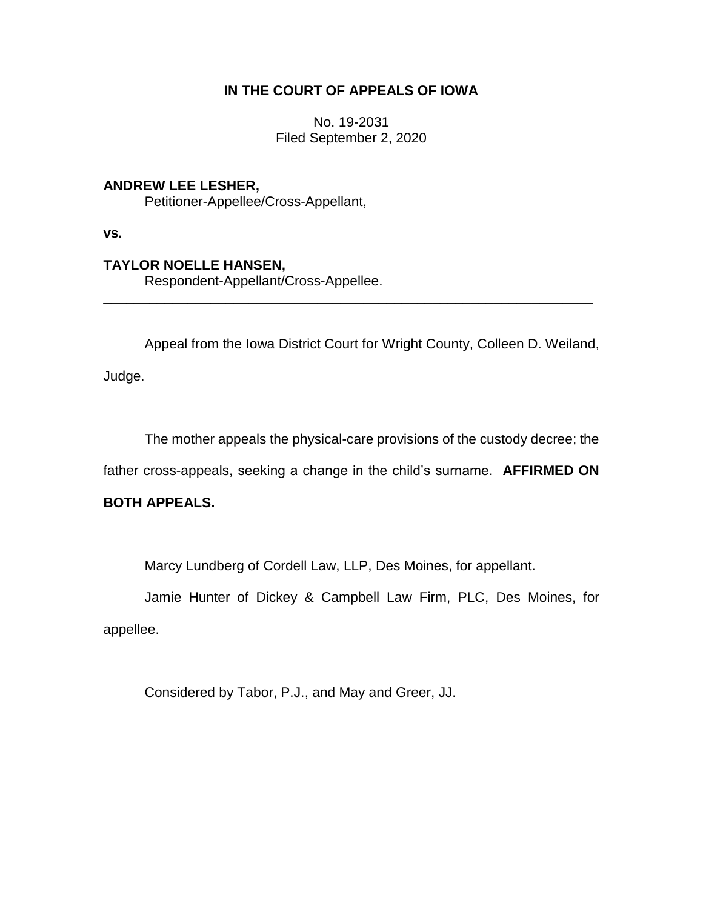# IN THE COURT OF APPEALS OF IOWA

No. 19-2031
Filed September 2, 2020

**ANDREW LEE LESHER,**
Petitioner-Appellee/Cross-Appellant,

**vs.**

**TAYLOR NOELLE HANSEN,**
Respondent-Appellant/Cross-Appellee.

---

Appeal from the Iowa District Court for Wright County, Colleen D. Weiland, Judge.

The mother appeals the physical-care provisions of the custody decree; the father cross-appeals, seeking a change in the child's surname. **AFFIRMED ON BOTH APPEALS.**

Marcy Lundberg of Cordell Law, LLP, Des Moines, for appellant.

Jamie Hunter of Dickey & Campbell Law Firm, PLC, Des Moines, for appellee.

Considered by Tabor, P.J., and May and Greer, JJ.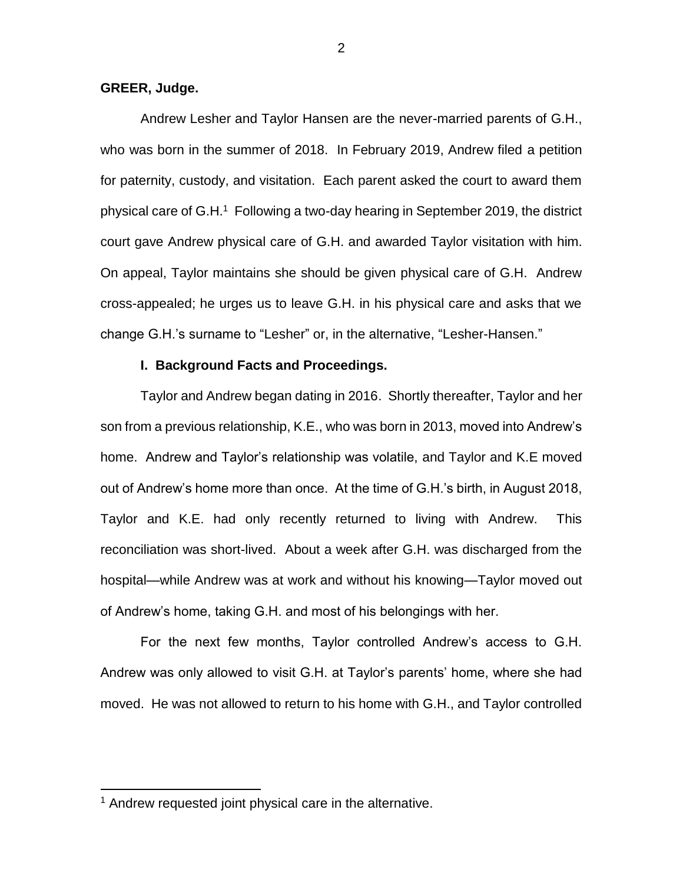**GREER, Judge.**

Andrew Lesher and Taylor Hansen are the never-married parents of G.H., who was born in the summer of 2018. In February 2019, Andrew filed a petition for paternity, custody, and visitation. Each parent asked the court to award them physical care of G.H.[1] Following a two-day hearing in September 2019, the district court gave Andrew physical care of G.H. and awarded Taylor visitation with him. On appeal, Taylor maintains she should be given physical care of G.H. Andrew cross-appealed; he urges us to leave G.H. in his physical care and asks that we change G.H.'s surname to "Lesher" or, in the alternative, "Lesher-Hansen."

**I. Background Facts and Proceedings.**

Taylor and Andrew began dating in 2016. Shortly thereafter, Taylor and her son from a previous relationship, K.E., who was born in 2013, moved into Andrew's home. Andrew and Taylor's relationship was volatile, and Taylor and K.E moved out of Andrew's home more than once. At the time of G.H.'s birth, in August 2018, Taylor and K.E. had only recently returned to living with Andrew. This reconciliation was short-lived. About a week after G.H. was discharged from the hospital—while Andrew was at work and without his knowing—Taylor moved out of Andrew's home, taking G.H. and most of his belongings with her.

For the next few months, Taylor controlled Andrew's access to G.H. Andrew was only allowed to visit G.H. at Taylor's parents' home, where she had moved. He was not allowed to return to his home with G.H., and Taylor controlled

[1] Andrew requested joint physical care in the alternative.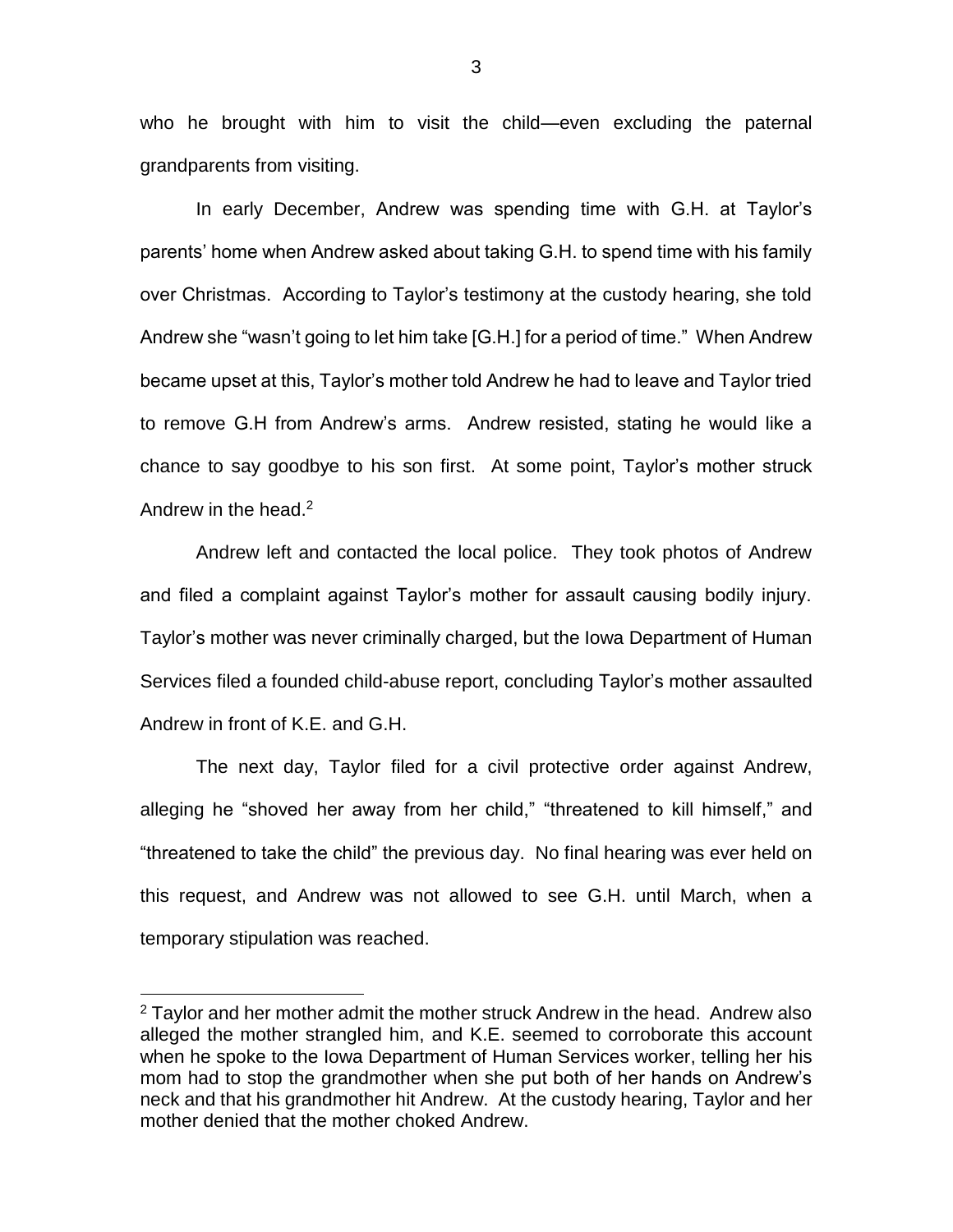who he brought with him to visit the child—even excluding the paternal grandparents from visiting.

In early December, Andrew was spending time with G.H. at Taylor's parents' home when Andrew asked about taking G.H. to spend time with his family over Christmas. According to Taylor's testimony at the custody hearing, she told Andrew she "wasn't going to let him take [G.H.] for a period of time." When Andrew became upset at this, Taylor's mother told Andrew he had to leave and Taylor tried to remove G.H from Andrew's arms. Andrew resisted, stating he would like a chance to say goodbye to his son first. At some point, Taylor's mother struck Andrew in the head.[2]

Andrew left and contacted the local police. They took photos of Andrew and filed a complaint against Taylor's mother for assault causing bodily injury. Taylor's mother was never criminally charged, but the Iowa Department of Human Services filed a founded child-abuse report, concluding Taylor's mother assaulted Andrew in front of K.E. and G.H.

The next day, Taylor filed for a civil protective order against Andrew, alleging he "shoved her away from her child," "threatened to kill himself," and "threatened to take the child" the previous day. No final hearing was ever held on this request, and Andrew was not allowed to see G.H. until March, when a temporary stipulation was reached.

[2] Taylor and her mother admit the mother struck Andrew in the head. Andrew also alleged the mother strangled him, and K.E. seemed to corroborate this account when he spoke to the Iowa Department of Human Services worker, telling her his mom had to stop the grandmother when she put both of her hands on Andrew's neck and that his grandmother hit Andrew. At the custody hearing, Taylor and her mother denied that the mother choked Andrew.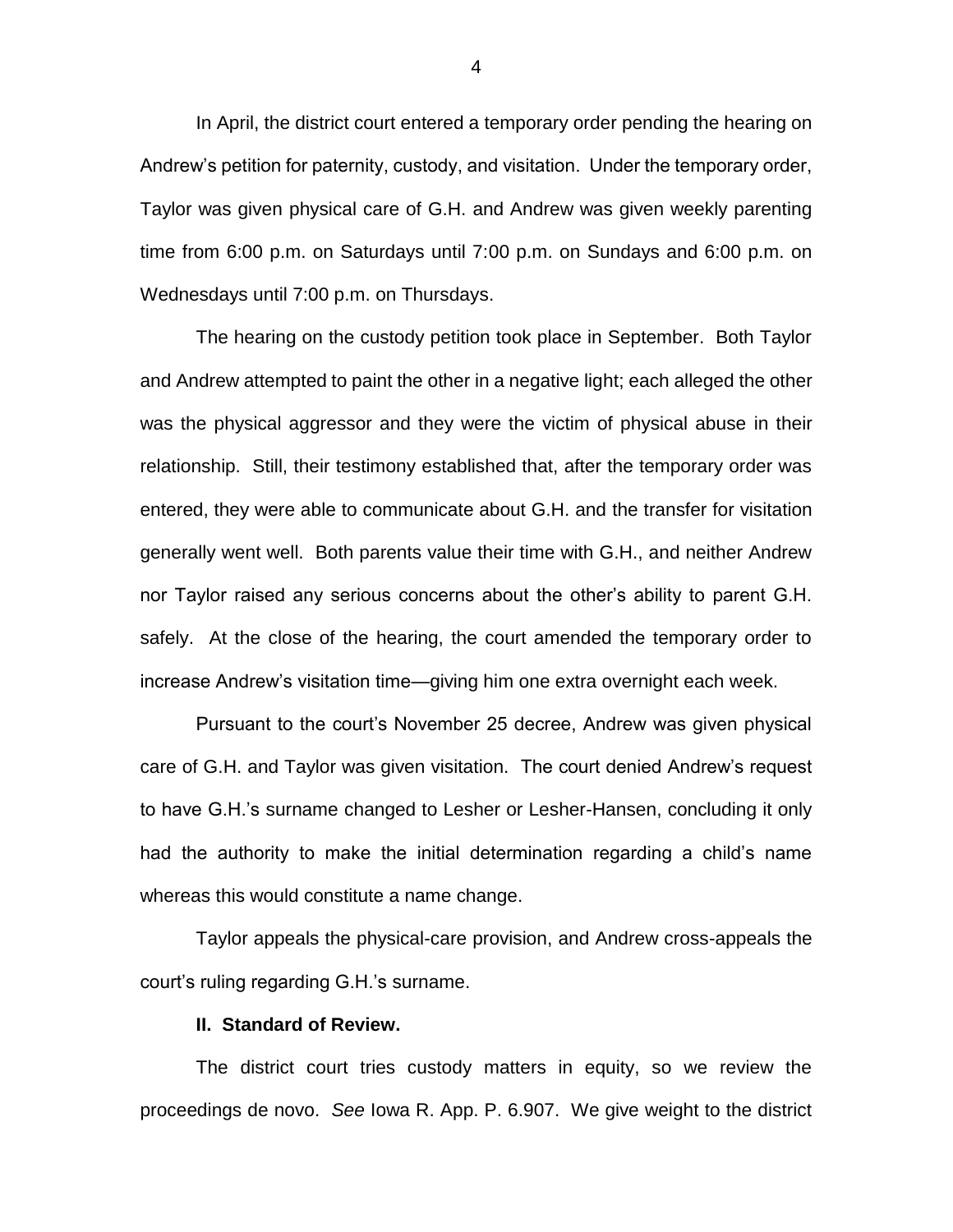In April, the district court entered a temporary order pending the hearing on Andrew's petition for paternity, custody, and visitation. Under the temporary order, Taylor was given physical care of G.H. and Andrew was given weekly parenting time from 6:00 p.m. on Saturdays until 7:00 p.m. on Sundays and 6:00 p.m. on Wednesdays until 7:00 p.m. on Thursdays.

The hearing on the custody petition took place in September. Both Taylor and Andrew attempted to paint the other in a negative light; each alleged the other was the physical aggressor and they were the victim of physical abuse in their relationship. Still, their testimony established that, after the temporary order was entered, they were able to communicate about G.H. and the transfer for visitation generally went well. Both parents value their time with G.H., and neither Andrew nor Taylor raised any serious concerns about the other's ability to parent G.H. safely. At the close of the hearing, the court amended the temporary order to increase Andrew's visitation time—giving him one extra overnight each week.

Pursuant to the court's November 25 decree, Andrew was given physical care of G.H. and Taylor was given visitation. The court denied Andrew's request to have G.H.'s surname changed to Lesher or Lesher-Hansen, concluding it only had the authority to make the initial determination regarding a child's name whereas this would constitute a name change.

Taylor appeals the physical-care provision, and Andrew cross-appeals the court's ruling regarding G.H.'s surname.

**II. Standard of Review.**

The district court tries custody matters in equity, so we review the proceedings de novo. *See* Iowa R. App. P. 6.907. We give weight to the district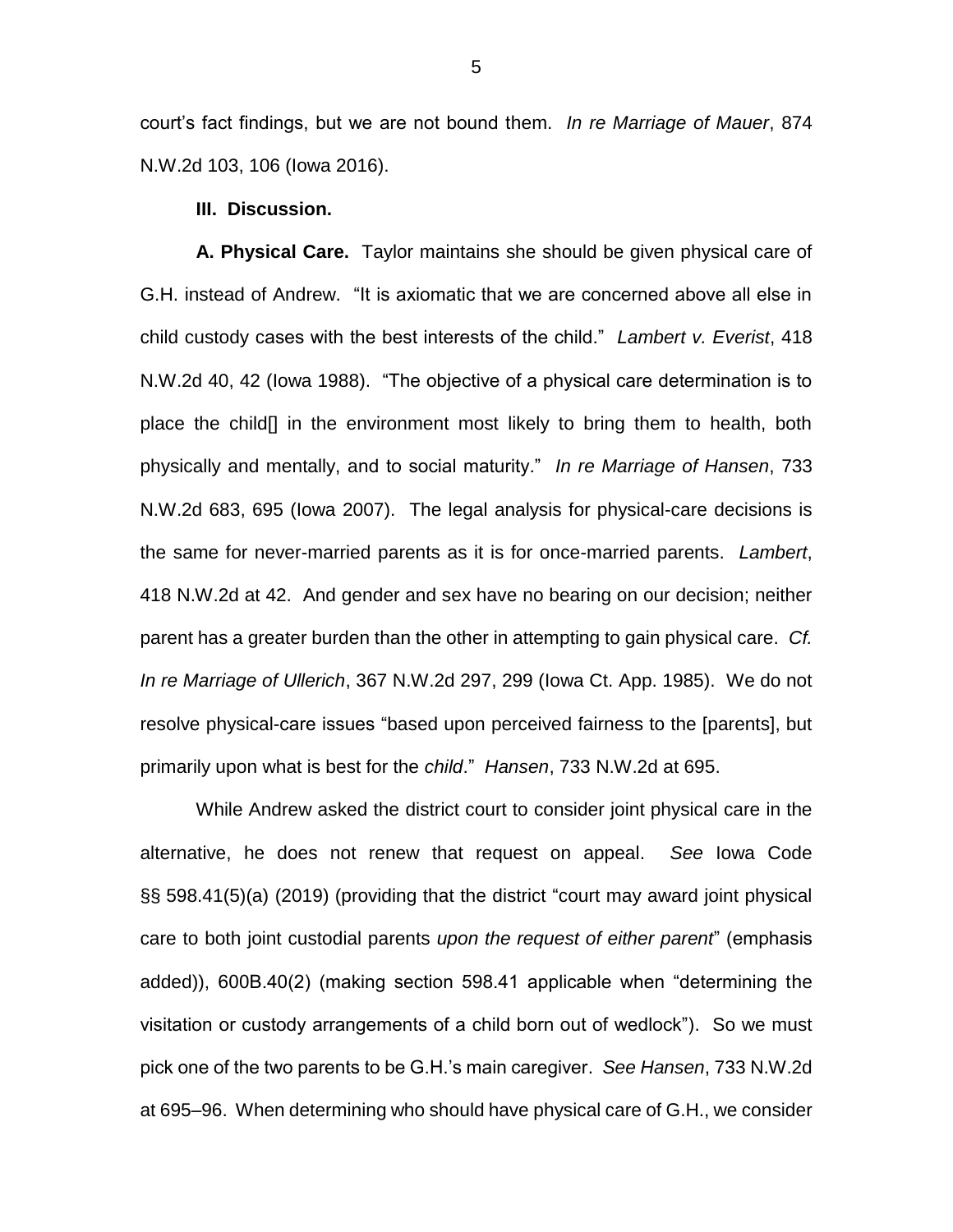court's fact findings, but we are not bound them. *In re Marriage of Mauer*, 874 N.W.2d 103, 106 (Iowa 2016).

**III. Discussion.**

**A. Physical Care.** Taylor maintains she should be given physical care of G.H. instead of Andrew. "It is axiomatic that we are concerned above all else in child custody cases with the best interests of the child." *Lambert v. Everist*, 418 N.W.2d 40, 42 (Iowa 1988). "The objective of a physical care determination is to place the child[] in the environment most likely to bring them to health, both physically and mentally, and to social maturity." *In re Marriage of Hansen*, 733 N.W.2d 683, 695 (Iowa 2007). The legal analysis for physical-care decisions is the same for never-married parents as it is for once-married parents. *Lambert*, 418 N.W.2d at 42. And gender and sex have no bearing on our decision; neither parent has a greater burden than the other in attempting to gain physical care. *Cf. In re Marriage of Ullerich*, 367 N.W.2d 297, 299 (Iowa Ct. App. 1985). We do not resolve physical-care issues "based upon perceived fairness to the [parents], but primarily upon what is best for the *child*." *Hansen*, 733 N.W.2d at 695.

While Andrew asked the district court to consider joint physical care in the alternative, he does not renew that request on appeal. *See* Iowa Code §§ 598.41(5)(a) (2019) (providing that the district "court may award joint physical care to both joint custodial parents *upon the request of either parent*" (emphasis added)), 600B.40(2) (making section 598.41 applicable when "determining the visitation or custody arrangements of a child born out of wedlock"). So we must pick one of the two parents to be G.H.'s main caregiver. *See Hansen*, 733 N.W.2d at 695–96. When determining who should have physical care of G.H., we consider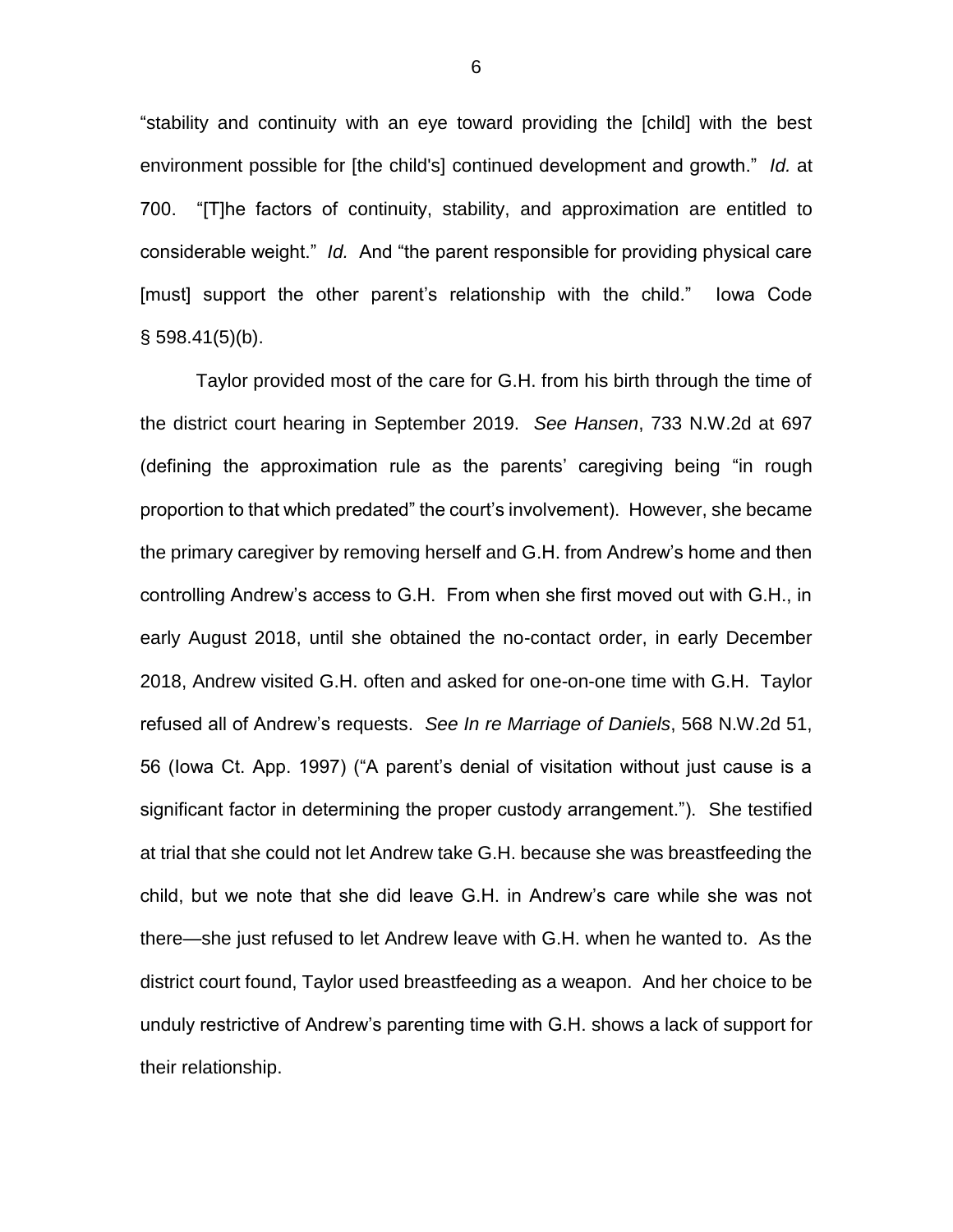"stability and continuity with an eye toward providing the [child] with the best environment possible for [the child's] continued development and growth." *Id.* at 700. "[T]he factors of continuity, stability, and approximation are entitled to considerable weight." *Id.* And "the parent responsible for providing physical care [must] support the other parent's relationship with the child." Iowa Code § 598.41(5)(b).

Taylor provided most of the care for G.H. from his birth through the time of the district court hearing in September 2019. *See Hansen*, 733 N.W.2d at 697 (defining the approximation rule as the parents' caregiving being "in rough proportion to that which predated" the court's involvement). However, she became the primary caregiver by removing herself and G.H. from Andrew's home and then controlling Andrew's access to G.H. From when she first moved out with G.H., in early August 2018, until she obtained the no-contact order, in early December 2018, Andrew visited G.H. often and asked for one-on-one time with G.H. Taylor refused all of Andrew's requests. *See In re Marriage of Daniels*, 568 N.W.2d 51, 56 (Iowa Ct. App. 1997) ("A parent's denial of visitation without just cause is a significant factor in determining the proper custody arrangement."). She testified at trial that she could not let Andrew take G.H. because she was breastfeeding the child, but we note that she did leave G.H. in Andrew's care while she was not there—she just refused to let Andrew leave with G.H. when he wanted to. As the district court found, Taylor used breastfeeding as a weapon. And her choice to be unduly restrictive of Andrew's parenting time with G.H. shows a lack of support for their relationship.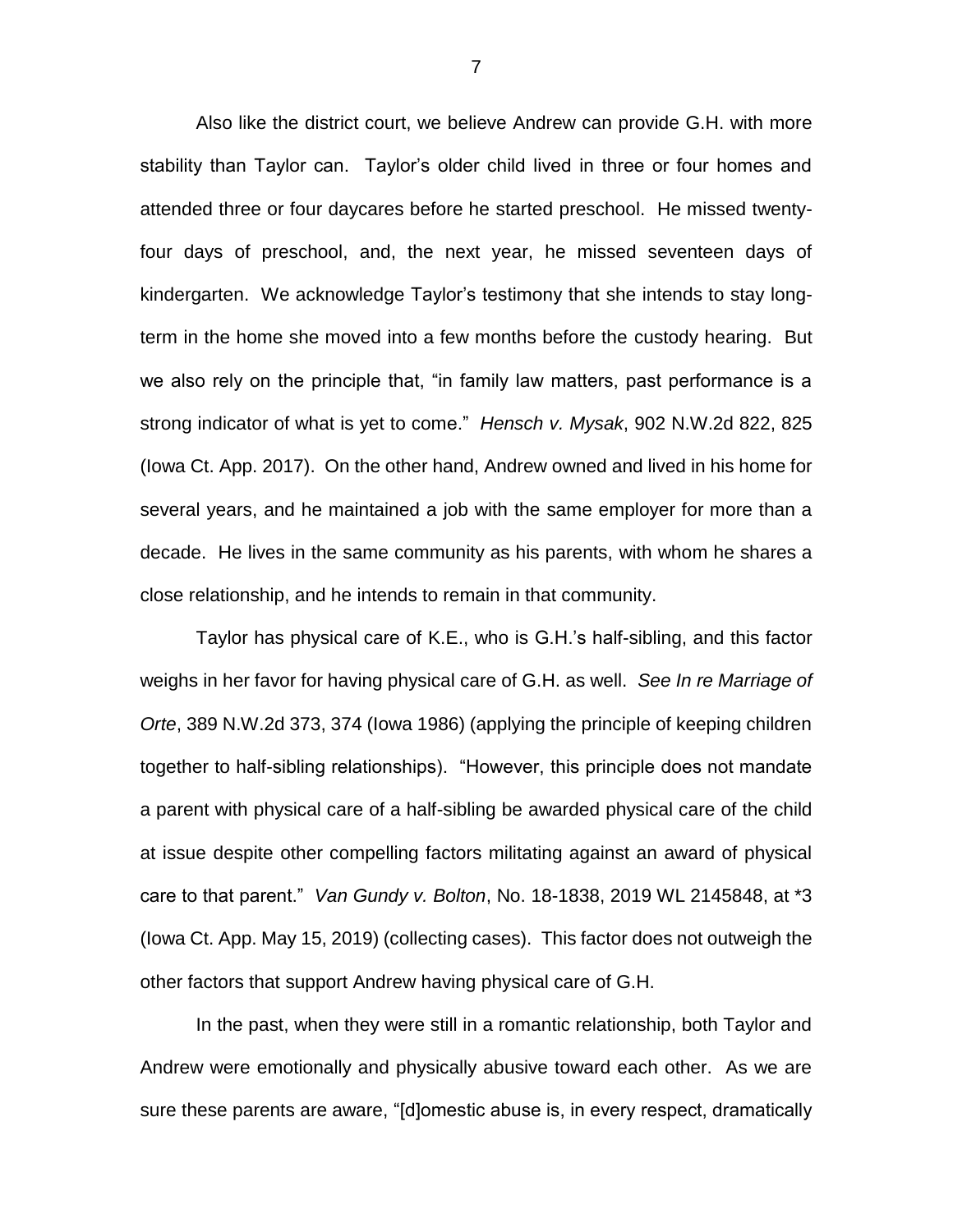Also like the district court, we believe Andrew can provide G.H. with more stability than Taylor can. Taylor's older child lived in three or four homes and attended three or four daycares before he started preschool. He missed twenty-four days of preschool, and, the next year, he missed seventeen days of kindergarten. We acknowledge Taylor's testimony that she intends to stay long-term in the home she moved into a few months before the custody hearing. But we also rely on the principle that, "in family law matters, past performance is a strong indicator of what is yet to come." *Hensch v. Mysak*, 902 N.W.2d 822, 825 (Iowa Ct. App. 2017). On the other hand, Andrew owned and lived in his home for several years, and he maintained a job with the same employer for more than a decade. He lives in the same community as his parents, with whom he shares a close relationship, and he intends to remain in that community.

Taylor has physical care of K.E., who is G.H.'s half-sibling, and this factor weighs in her favor for having physical care of G.H. as well. *See In re Marriage of Orte*, 389 N.W.2d 373, 374 (Iowa 1986) (applying the principle of keeping children together to half-sibling relationships). "However, this principle does not mandate a parent with physical care of a half-sibling be awarded physical care of the child at issue despite other compelling factors militating against an award of physical care to that parent." *Van Gundy v. Bolton*, No. 18-1838, 2019 WL 2145848, at *3 (Iowa Ct. App. May 15, 2019) (collecting cases). This factor does not outweigh the other factors that support Andrew having physical care of G.H.

In the past, when they were still in a romantic relationship, both Taylor and Andrew were emotionally and physically abusive toward each other. As we are sure these parents are aware, "[d]omestic abuse is, in every respect, dramatically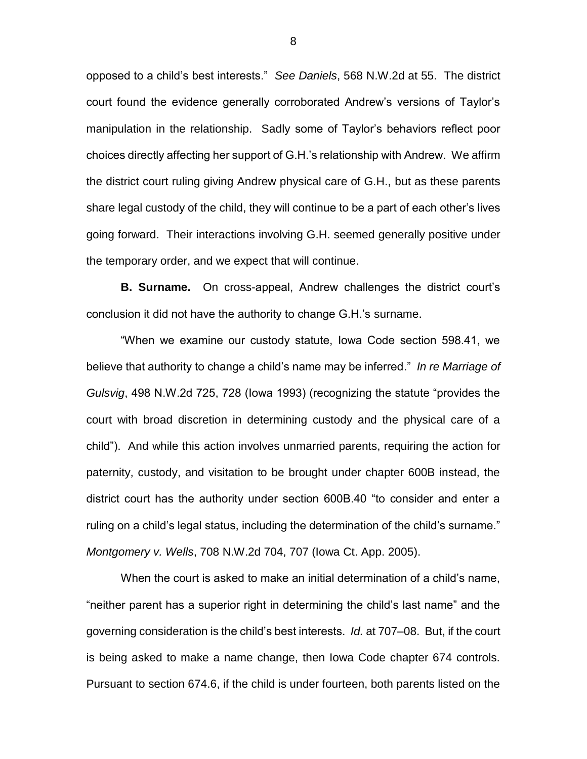opposed to a child's best interests." *See Daniels*, 568 N.W.2d at 55. The district court found the evidence generally corroborated Andrew's versions of Taylor's manipulation in the relationship. Sadly some of Taylor's behaviors reflect poor choices directly affecting her support of G.H.'s relationship with Andrew. We affirm the district court ruling giving Andrew physical care of G.H., but as these parents share legal custody of the child, they will continue to be a part of each other's lives going forward. Their interactions involving G.H. seemed generally positive under the temporary order, and we expect that will continue.

**B. Surname.** On cross-appeal, Andrew challenges the district court's conclusion it did not have the authority to change G.H.'s surname.

"When we examine our custody statute, Iowa Code section 598.41, we believe that authority to change a child's name may be inferred." *In re Marriage of Gulsvig*, 498 N.W.2d 725, 728 (Iowa 1993) (recognizing the statute "provides the court with broad discretion in determining custody and the physical care of a child"). And while this action involves unmarried parents, requiring the action for paternity, custody, and visitation to be brought under chapter 600B instead, the district court has the authority under section 600B.40 "to consider and enter a ruling on a child's legal status, including the determination of the child's surname." *Montgomery v. Wells*, 708 N.W.2d 704, 707 (Iowa Ct. App. 2005).

When the court is asked to make an initial determination of a child's name, "neither parent has a superior right in determining the child's last name" and the governing consideration is the child's best interests. *Id.* at 707–08. But, if the court is being asked to make a name change, then Iowa Code chapter 674 controls. Pursuant to section 674.6, if the child is under fourteen, both parents listed on the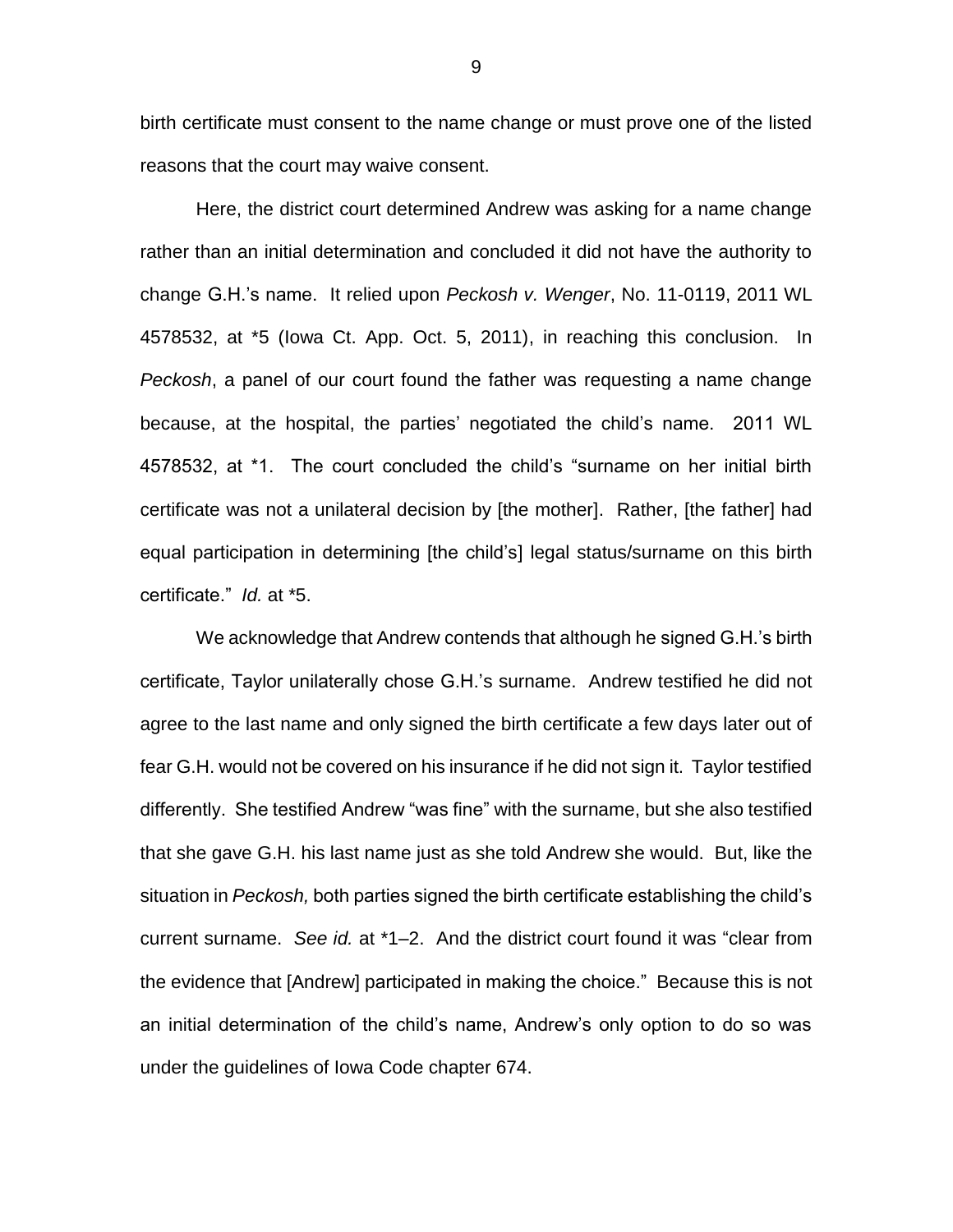birth certificate must consent to the name change or must prove one of the listed reasons that the court may waive consent.

Here, the district court determined Andrew was asking for a name change rather than an initial determination and concluded it did not have the authority to change G.H.'s name. It relied upon *Peckosh v. Wenger*, No. 11-0119, 2011 WL 4578532, at *5 (Iowa Ct. App. Oct. 5, 2011), in reaching this conclusion. In *Peckosh*, a panel of our court found the father was requesting a name change because, at the hospital, the parties' negotiated the child's name. 2011 WL 4578532, at *1. The court concluded the child's "surname on her initial birth certificate was not a unilateral decision by [the mother]. Rather, [the father] had equal participation in determining [the child's] legal status/surname on this birth certificate." *Id.* at *5.

We acknowledge that Andrew contends that although he signed G.H.'s birth certificate, Taylor unilaterally chose G.H.'s surname. Andrew testified he did not agree to the last name and only signed the birth certificate a few days later out of fear G.H. would not be covered on his insurance if he did not sign it. Taylor testified differently. She testified Andrew "was fine" with the surname, but she also testified that she gave G.H. his last name just as she told Andrew she would. But, like the situation in *Peckosh,* both parties signed the birth certificate establishing the child's current surname. *See id.* at *1–2. And the district court found it was "clear from the evidence that [Andrew] participated in making the choice." Because this is not an initial determination of the child's name, Andrew's only option to do so was under the guidelines of Iowa Code chapter 674.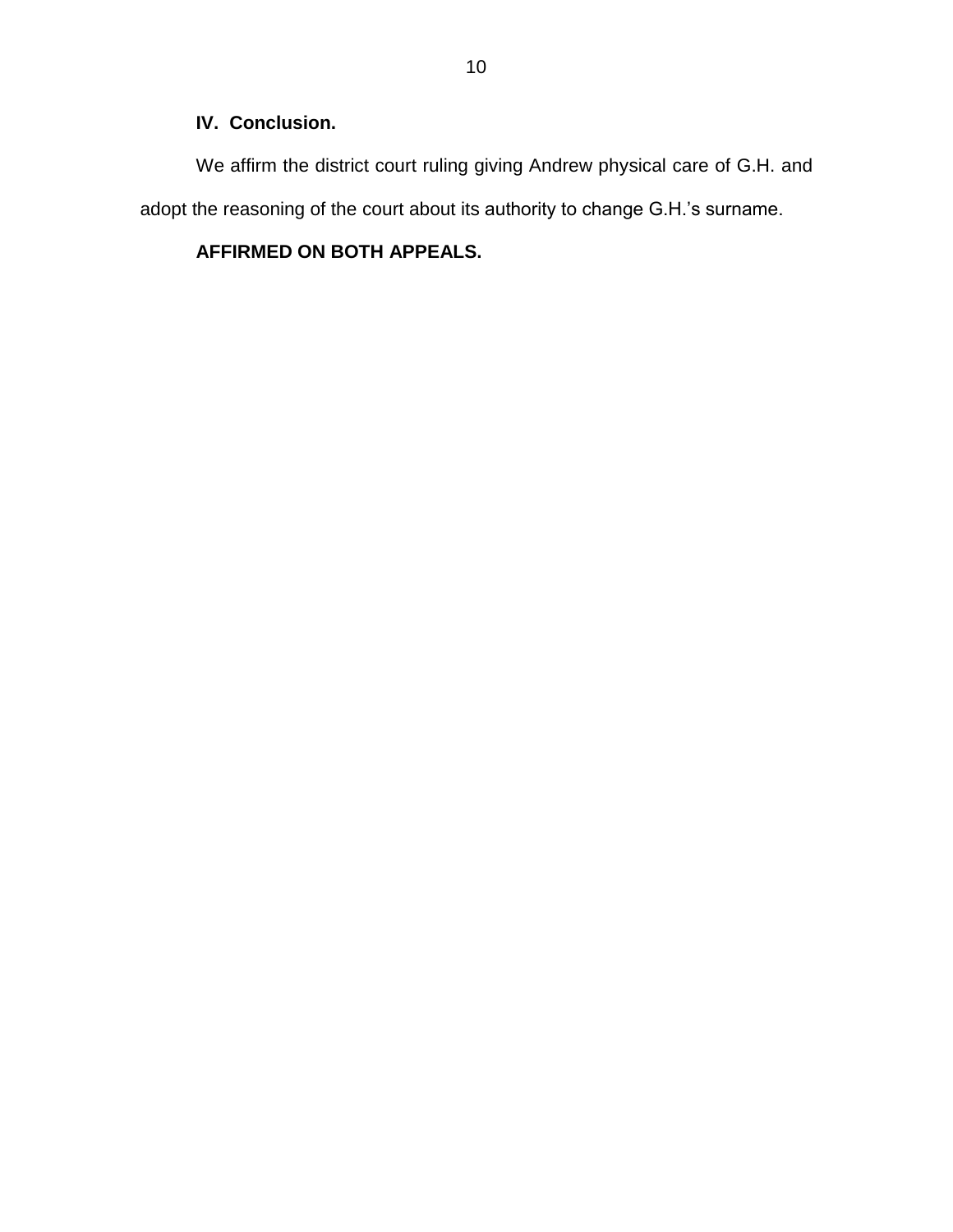## IV. Conclusion.

We affirm the district court ruling giving Andrew physical care of G.H. and adopt the reasoning of the court about its authority to change G.H.'s surname.

**AFFIRMED ON BOTH APPEALS.**